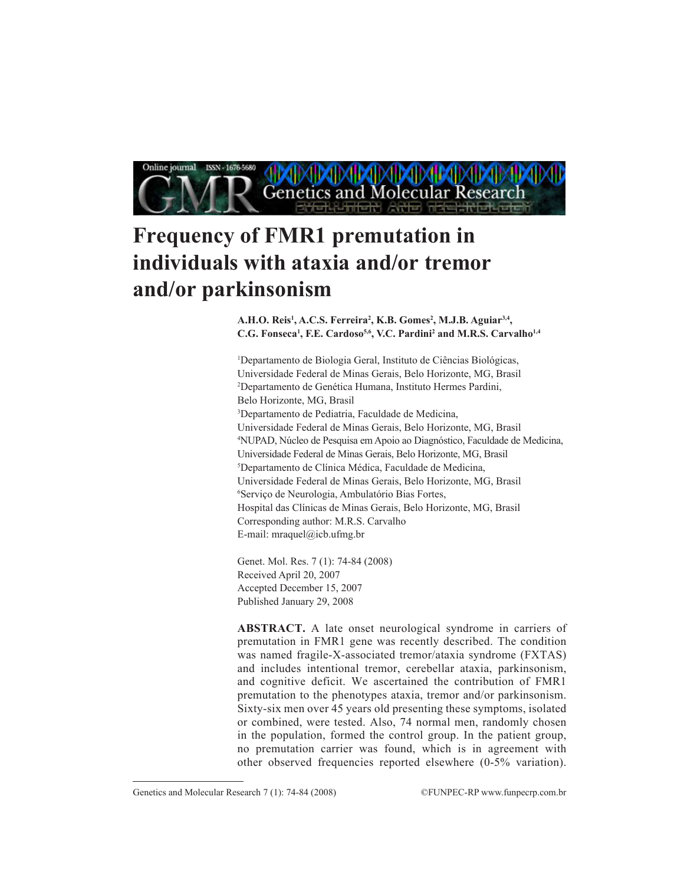# Frequency of FMR1 premutation in individuals with ataxia and/or tremor and/or parkinsonism

**A.H.O. Reis[1], A.C.S. Ferreira[2], K.B. Gomes[2], M.J.B. Aguiar[3,4], C.G. Fonseca[1], F.E. Cardoso[5,6], V.C. Pardini[2] and M.R.S. Carvalho[1,4]**

[1]Departamento de Biologia Geral, Instituto de Ciências Biológicas, Universidade Federal de Minas Gerais, Belo Horizonte, MG, Brasil
[2]Departamento de Genética Humana, Instituto Hermes Pardini, Belo Horizonte, MG, Brasil
[3]Departamento de Pediatria, Faculdade de Medicina, Universidade Federal de Minas Gerais, Belo Horizonte, MG, Brasil
[4]NUPAD, Núcleo de Pesquisa em Apoio ao Diagnóstico, Faculdade de Medicina, Universidade Federal de Minas Gerais, Belo Horizonte, MG, Brasil
[5]Departamento de Clínica Médica, Faculdade de Medicina, Universidade Federal de Minas Gerais, Belo Horizonte, MG, Brasil
[6]Serviço de Neurologia, Ambulatório Bias Fortes, Hospital das Clínicas de Minas Gerais, Belo Horizonte, MG, Brasil
Corresponding author: M.R.S. Carvalho
E-mail: mraquel@icb.ufmg.br

Genet. Mol. Res. 7 (1): 74-84 (2008)
Received April 20, 2007
Accepted December 15, 2007
Published January 29, 2008

**ABSTRACT.** A late onset neurological syndrome in carriers of premutation in FMR1 gene was recently described. The condition was named fragile-X-associated tremor/ataxia syndrome (FXTAS) and includes intentional tremor, cerebellar ataxia, parkinsonism, and cognitive deficit. We ascertained the contribution of FMR1 premutation to the phenotypes ataxia, tremor and/or parkinsonism. Sixty-six men over 45 years old presenting these symptoms, isolated or combined, were tested. Also, 74 normal men, randomly chosen in the population, formed the control group. In the patient group, no premutation carrier was found, which is in agreement with other observed frequencies reported elsewhere (0-5% variation).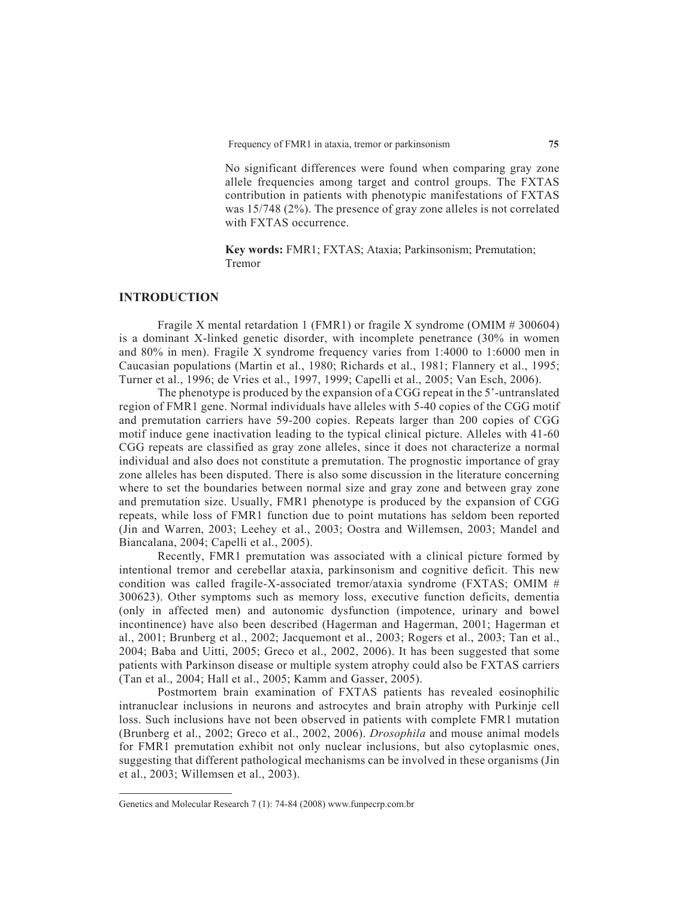No significant differences were found when comparing gray zone allele frequencies among target and control groups. The FXTAS contribution in patients with phenotypic manifestations of FXTAS was 15/748 (2%). The presence of gray zone alleles is not correlated with FXTAS occurrence.

**Key words:** FMR1; FXTAS; Ataxia; Parkinsonism; Premutation; Tremor

## INTRODUCTION

Fragile X mental retardation 1 (FMR1) or fragile X syndrome (OMIM # 300604) is a dominant X-linked genetic disorder, with incomplete penetrance (30% in women and 80% in men). Fragile X syndrome frequency varies from 1:4000 to 1:6000 men in Caucasian populations (Martin et al., 1980; Richards et al., 1981; Flannery et al., 1995; Turner et al., 1996; de Vries et al., 1997, 1999; Capelli et al., 2005; Van Esch, 2006).

The phenotype is produced by the expansion of a CGG repeat in the 5'-untranslated region of FMR1 gene. Normal individuals have alleles with 5-40 copies of the CGG motif and premutation carriers have 59-200 copies. Repeats larger than 200 copies of CGG motif induce gene inactivation leading to the typical clinical picture. Alleles with 41-60 CGG repeats are classified as gray zone alleles, since it does not characterize a normal individual and also does not constitute a premutation. The prognostic importance of gray zone alleles has been disputed. There is also some discussion in the literature concerning where to set the boundaries between normal size and gray zone and between gray zone and premutation size. Usually, FMR1 phenotype is produced by the expansion of CGG repeats, while loss of FMR1 function due to point mutations has seldom been reported (Jin and Warren, 2003; Leehey et al., 2003; Oostra and Willemsen, 2003; Mandel and Biancalana, 2004; Capelli et al., 2005).

Recently, FMR1 premutation was associated with a clinical picture formed by intentional tremor and cerebellar ataxia, parkinsonism and cognitive deficit. This new condition was called fragile-X-associated tremor/ataxia syndrome (FXTAS; OMIM # 300623). Other symptoms such as memory loss, executive function deficits, dementia (only in affected men) and autonomic dysfunction (impotence, urinary and bowel incontinence) have also been described (Hagerman and Hagerman, 2001; Hagerman et al., 2001; Brunberg et al., 2002; Jacquemont et al., 2003; Rogers et al., 2003; Tan et al., 2004; Baba and Uitti, 2005; Greco et al., 2002, 2006). It has been suggested that some patients with Parkinson disease or multiple system atrophy could also be FXTAS carriers (Tan et al., 2004; Hall et al., 2005; Kamm and Gasser, 2005).

Postmortem brain examination of FXTAS patients has revealed eosinophilic intranuclear inclusions in neurons and astrocytes and brain atrophy with Purkinje cell loss. Such inclusions have not been observed in patients with complete FMR1 mutation (Brunberg et al., 2002; Greco et al., 2002, 2006). *Drosophila* and mouse animal models for FMR1 premutation exhibit not only nuclear inclusions, but also cytoplasmic ones, suggesting that different pathological mechanisms can be involved in these organisms (Jin et al., 2003; Willemsen et al., 2003).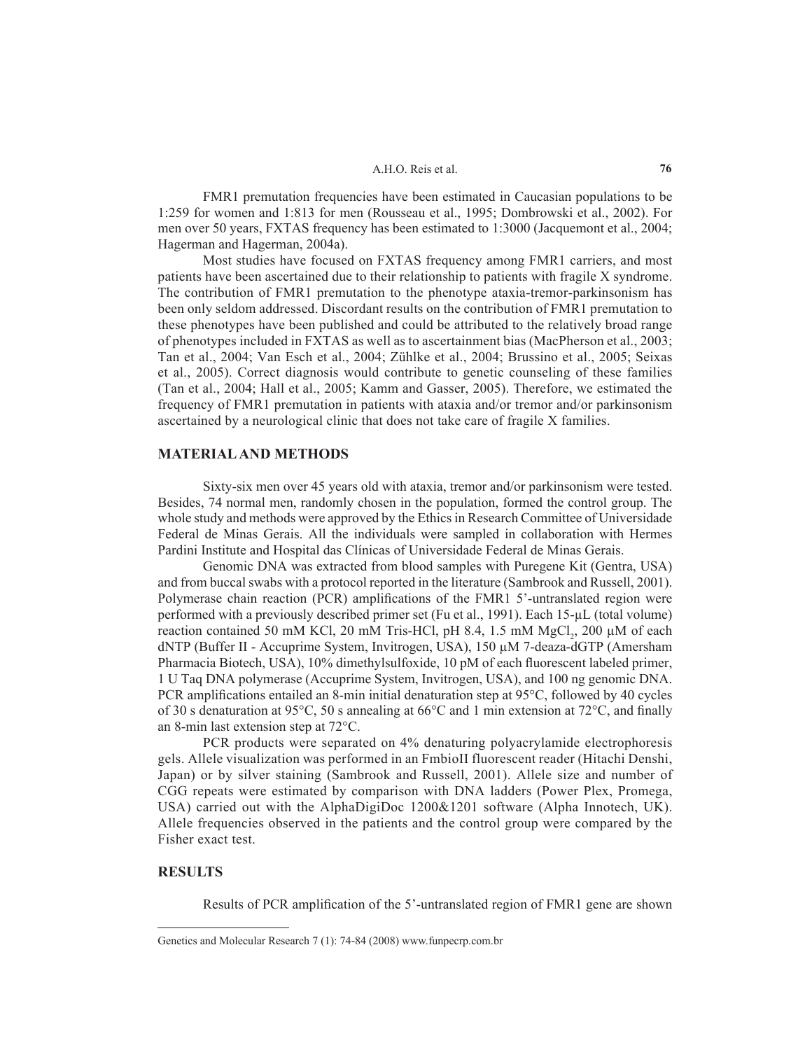FMR1 premutation frequencies have been estimated in Caucasian populations to be 1:259 for women and 1:813 for men (Rousseau et al., 1995; Dombrowski et al., 2002). For men over 50 years, FXTAS frequency has been estimated to 1:3000 (Jacquemont et al., 2004; Hagerman and Hagerman, 2004a).

Most studies have focused on FXTAS frequency among FMR1 carriers, and most patients have been ascertained due to their relationship to patients with fragile X syndrome. The contribution of FMR1 premutation to the phenotype ataxia-tremor-parkinsonism has been only seldom addressed. Discordant results on the contribution of FMR1 premutation to these phenotypes have been published and could be attributed to the relatively broad range of phenotypes included in FXTAS as well as to ascertainment bias (MacPherson et al., 2003; Tan et al., 2004; Van Esch et al., 2004; Zühlke et al., 2004; Brussino et al., 2005; Seixas et al., 2005). Correct diagnosis would contribute to genetic counseling of these families (Tan et al., 2004; Hall et al., 2005; Kamm and Gasser, 2005). Therefore, we estimated the frequency of FMR1 premutation in patients with ataxia and/or tremor and/or parkinsonism ascertained by a neurological clinic that does not take care of fragile X families.

## MATERIAL AND METHODS

Sixty-six men over 45 years old with ataxia, tremor and/or parkinsonism were tested. Besides, 74 normal men, randomly chosen in the population, formed the control group. The whole study and methods were approved by the Ethics in Research Committee of Universidade Federal de Minas Gerais. All the individuals were sampled in collaboration with Hermes Pardini Institute and Hospital das Clínicas of Universidade Federal de Minas Gerais.

Genomic DNA was extracted from blood samples with Puregene Kit (Gentra, USA) and from buccal swabs with a protocol reported in the literature (Sambrook and Russell, 2001). Polymerase chain reaction (PCR) amplifications of the FMR1 5'-untranslated region were performed with a previously described primer set (Fu et al., 1991). Each 15-µL (total volume) reaction contained 50 mM KCl, 20 mM Tris-HCl, pH 8.4, 1.5 mM $MgCl_2$, 200 µM of each dNTP (Buffer II - Accuprime System, Invitrogen, USA), 150 µM 7-deaza-dGTP (Amersham Pharmacia Biotech, USA), 10% dimethylsulfoxide, 10 pM of each fluorescent labeled primer, 1 U Taq DNA polymerase (Accuprime System, Invitrogen, USA), and 100 ng genomic DNA. PCR amplifications entailed an 8-min initial denaturation step at 95°C, followed by 40 cycles of 30 s denaturation at 95°C, 50 s annealing at 66°C and 1 min extension at 72°C, and finally an 8-min last extension step at 72°C.

PCR products were separated on 4% denaturing polyacrylamide electrophoresis gels. Allele visualization was performed in an FmbioII fluorescent reader (Hitachi Denshi, Japan) or by silver staining (Sambrook and Russell, 2001). Allele size and number of CGG repeats were estimated by comparison with DNA ladders (Power Plex, Promega, USA) carried out with the AlphaDigiDoc 1200&1201 software (Alpha Innotech, UK). Allele frequencies observed in the patients and the control group were compared by the Fisher exact test.

## RESULTS

Results of PCR amplification of the 5'-untranslated region of FMR1 gene are shown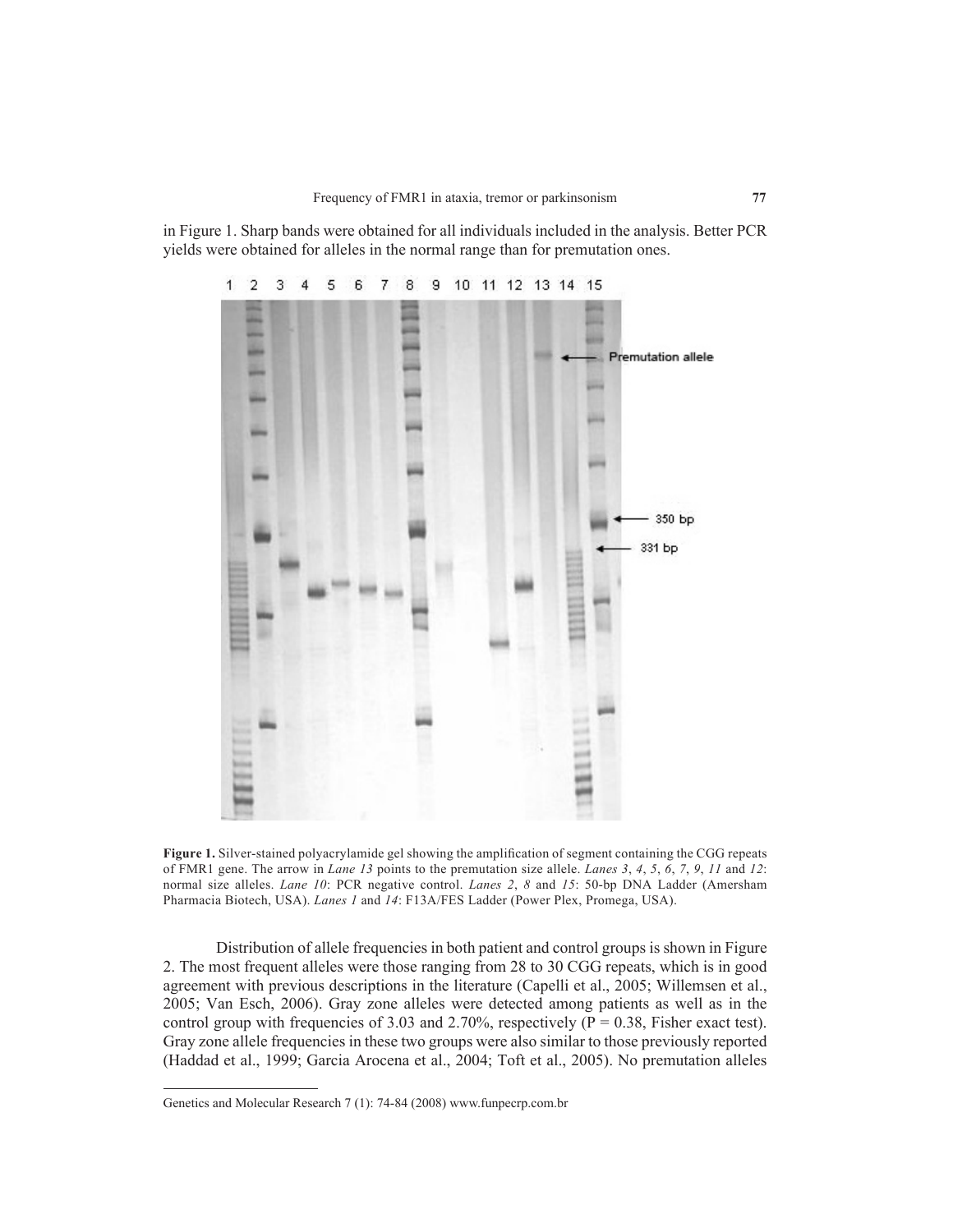in Figure 1. Sharp bands were obtained for all individuals included in the analysis. Better PCR yields were obtained for alleles in the normal range than for premutation ones.

**Figure 1.** Silver-stained polyacrylamide gel showing the amplification of segment containing the CGG repeats of FMR1 gene. The arrow in *Lane 13* points to the premutation size allele. *Lanes 3*, *4*, *5*, *6*, *7*, *9*, *11* and *12*: normal size alleles. *Lane 10*: PCR negative control. *Lanes 2*, *8* and *15*: 50-bp DNA Ladder (Amersham Pharmacia Biotech, USA). *Lanes 1* and *14*: F13A/FES Ladder (Power Plex, Promega, USA).

Distribution of allele frequencies in both patient and control groups is shown in Figure 2. The most frequent alleles were those ranging from 28 to 30 CGG repeats, which is in good agreement with previous descriptions in the literature (Capelli et al., 2005; Willemsen et al., 2005; Van Esch, 2006). Gray zone alleles were detected among patients as well as in the control group with frequencies of 3.03 and 2.70%, respectively ($P = 0.38$, Fisher exact test). Gray zone allele frequencies in these two groups were also similar to those previously reported (Haddad et al., 1999; Garcia Arocena et al., 2004; Toft et al., 2005). No premutation alleles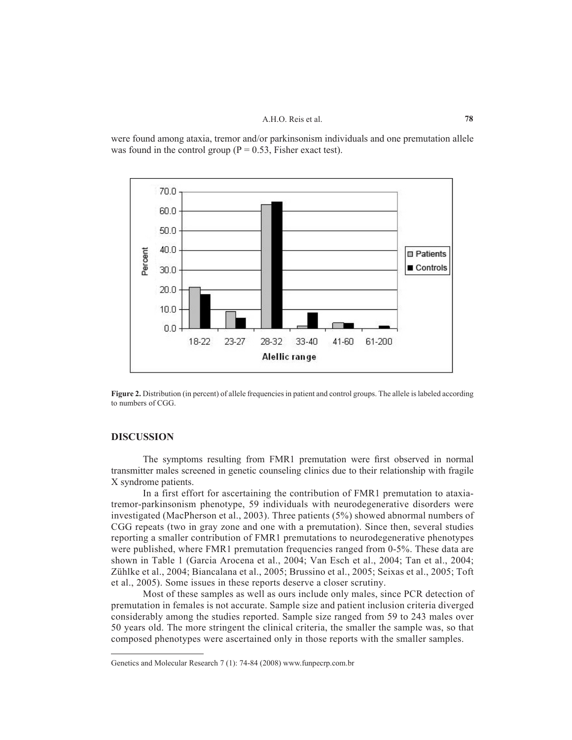were found among ataxia, tremor and/or parkinsonism individuals and one premutation allele was found in the control group ($P = 0.53$, Fisher exact test).

**Figure 2.** Distribution (in percent) of allele frequencies in patient and control groups. The allele is labeled according to numbers of CGG.

## DISCUSSION

The symptoms resulting from FMR1 premutation were first observed in normal transmitter males screened in genetic counseling clinics due to their relationship with fragile X syndrome patients.

In a first effort for ascertaining the contribution of FMR1 premutation to ataxia-tremor-parkinsonism phenotype, 59 individuals with neurodegenerative disorders were investigated (MacPherson et al., 2003). Three patients (5%) showed abnormal numbers of CGG repeats (two in gray zone and one with a premutation). Since then, several studies reporting a smaller contribution of FMR1 premutations to neurodegenerative phenotypes were published, where FMR1 premutation frequencies ranged from 0-5%. These data are shown in Table 1 (Garcia Arocena et al., 2004; Van Esch et al., 2004; Tan et al., 2004; Zühlke et al., 2004; Biancalana et al., 2005; Brussino et al., 2005; Seixas et al., 2005; Toft et al., 2005). Some issues in these reports deserve a closer scrutiny.

Most of these samples as well as ours include only males, since PCR detection of premutation in females is not accurate. Sample size and patient inclusion criteria diverged considerably among the studies reported. Sample size ranged from 59 to 243 males over 50 years old. The more stringent the clinical criteria, the smaller the sample was, so that composed phenotypes were ascertained only in those reports with the smaller samples.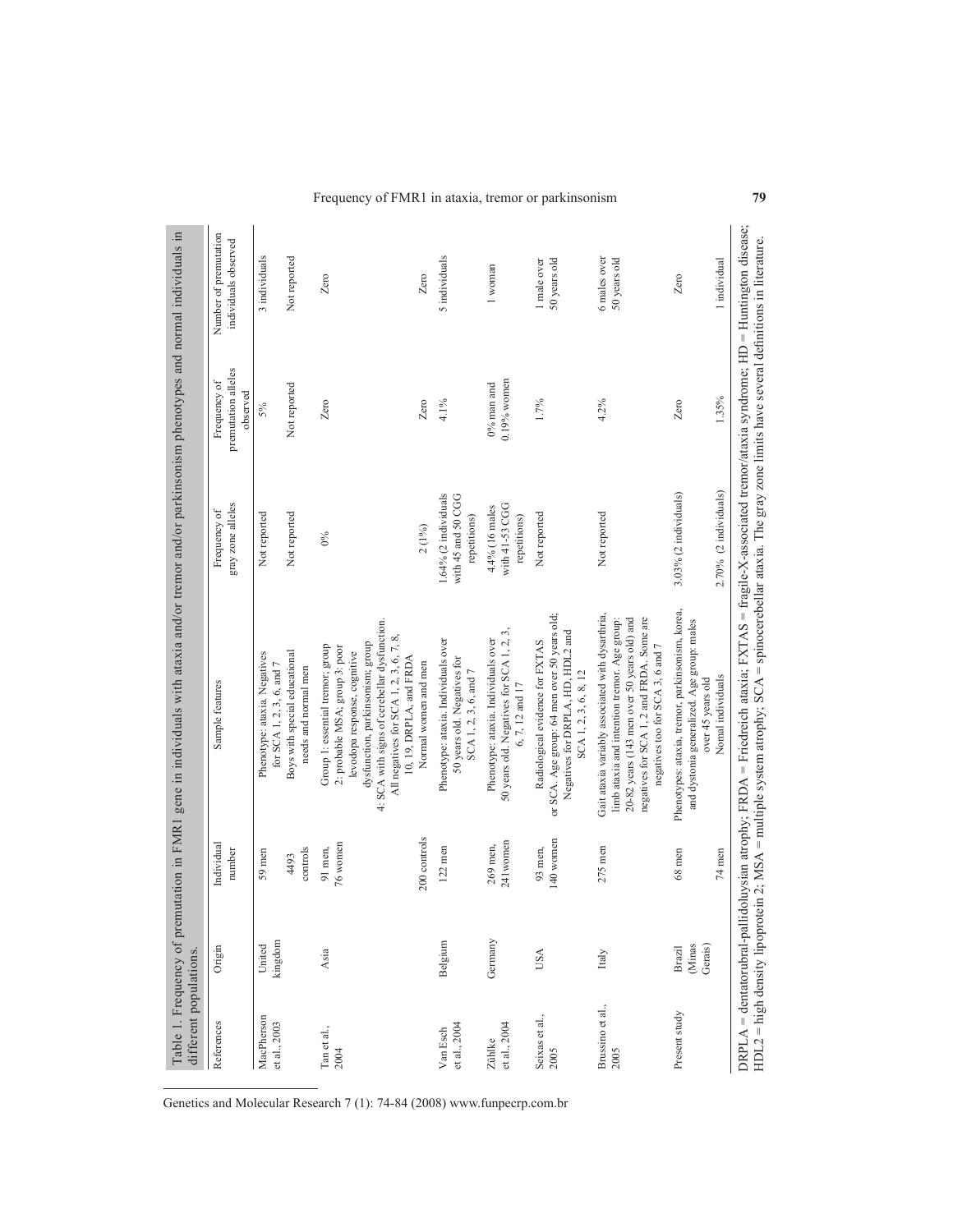Table 1. Frequency of premutation in FMR1 gene in individuals with ataxia and/or tremor and/or parkinsonism phenotypes and normal individuals in different populations.

| References | Origin | Individual number | Sample features | Frequency of gray zone alleles | Frequency of premutation alleles observed | Number of premutation individuals observed |
|---|---|---|---|---|---|---|
| MacPherson et al., 2003 | United kingdom | 59 men | Phenotype: ataxia. Negatives for SCA 1, 2, 3, 6, and 7 | Not reported | 5% | 3 individuals |
| | | 4493 controls | Boys with special educational needs and normal men | Not reported | Not reported | Not reported |
| Tan et al., 2004 | Asia | 91 men, 76 women | Group 1: essential tremor; group 2: probable MSA; group 3: poor levodopa response, cognitive dysfunction, parkinsonism; group 4: SCA with signs of cerebellar dysfunction. All negatives for SCA 1, 2, 3, 6, 7, 8, 10, 19, DRPLA, and FRDA | 0% | Zero | Zero |
| | | 200 controls | Normal women and men | 2 (1%) | Zero | Zero |
| Van Esch et al., 2004 | Belgium | 122 men | Phenotype: ataxia. Individuals over 50 years old. Negatives for SCA 1, 2, 3, 6, and 7 | 1.64% (2 individuals with 45 and 50 CGG repetitions) | 4.1% | 5 individuals |
| Zühlke et al., 2004 | Germany | 269 men, 241 women | Phenotype: ataxia. Individuals over 50 years old. Negatives for SCA 1, 2, 3, 6, 7, 12 and 17 | 4.4% (16 males with 41-53 CGG repetitions) | 0% man and 0.19% women | 1 woman |
| Seixas et al., 2005 | USA | 93 men, 140 women | Radiological evidence for FXTAS or SCA. Age group: 64 men over 50 years old; Negatives for DRPLA, HD, HDL2 and SCA 1, 2, 3, 6, 8, 12 | Not reported | 1.7% | 1 male over 50 years old |
| Brussino et al., 2005 | Italy | 275 men | Gait ataxia variably associated with dysarthria, limb ataxia and intention tremor. Age group: 20-82 years (143 men over 50 years old) and negatives for SCA 1, 2 and FRDA. Some are negatives too for SCA 3, 6 and 7 | Not reported | 4.2% | 6 males over 50 years old |
| Present study | Brazil (Minas Gerais) | 68 men | Phenotypes: ataxia, tremor, parkinsonism, korea, and dystonia generalized. Age group: males over 45 years old | 3.03% (2 individuals) | Zero | Zero |
| | | 74 men | Nomal individuals | 2.70% (2 individuals) | 1.35% | 1 individual |

DRPLA = dentatorubral-pallidoluysian atrophy; FRDA = Friedreich ataxia; FXTAS = fragile-X-associated tremor/ataxia syndrome; HD = Huntington disease; HDL2 = high density lipoprotein 2; MSA = multiple system atrophy; SCA = spinocerebellar ataxia. The gray zone limits have several definitions in literature.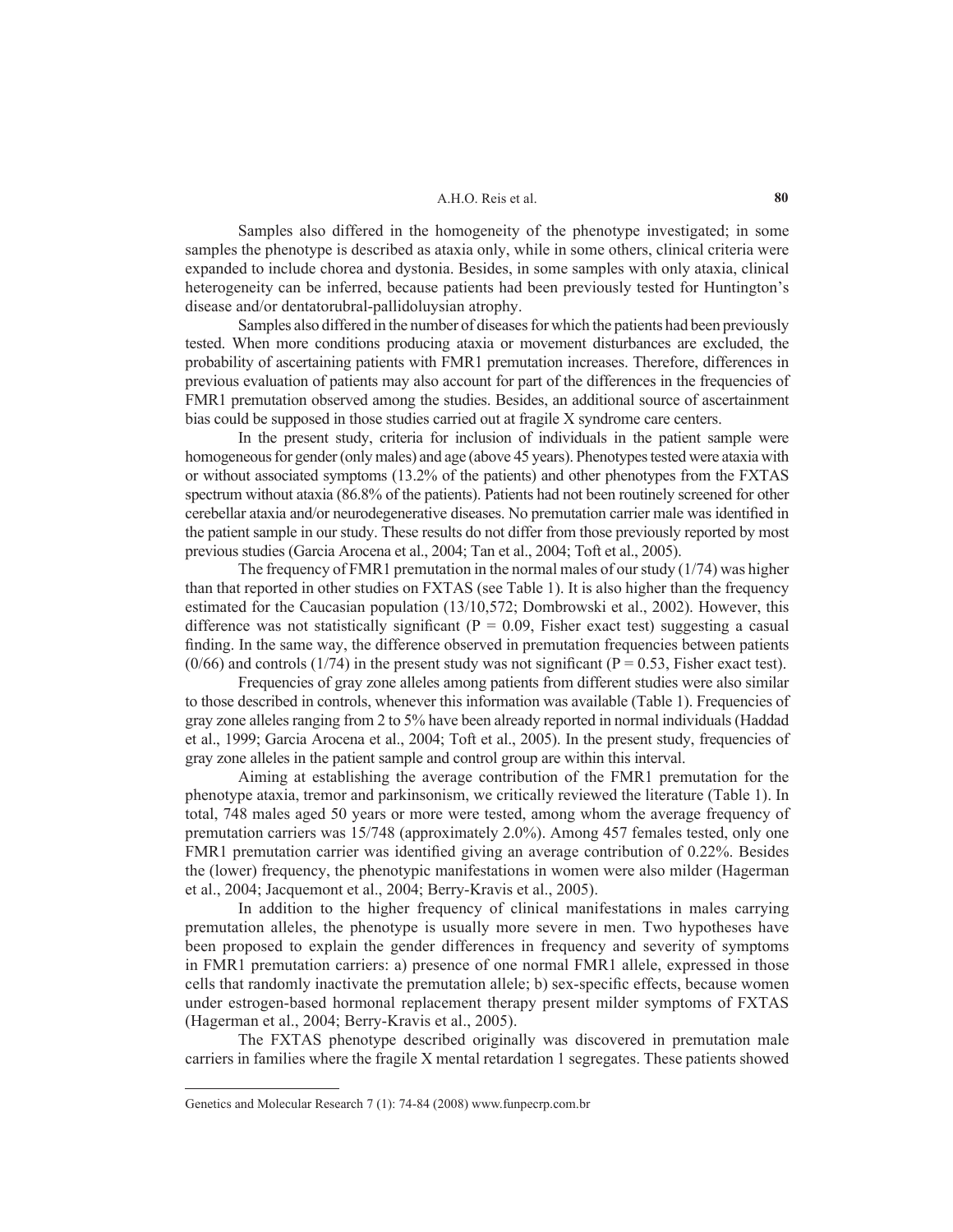Samples also differed in the homogeneity of the phenotype investigated; in some samples the phenotype is described as ataxia only, while in some others, clinical criteria were expanded to include chorea and dystonia. Besides, in some samples with only ataxia, clinical heterogeneity can be inferred, because patients had been previously tested for Huntington's disease and/or dentatorubral-pallidoluysian atrophy.

Samples also differed in the number of diseases for which the patients had been previously tested. When more conditions producing ataxia or movement disturbances are excluded, the probability of ascertaining patients with FMR1 premutation increases. Therefore, differences in previous evaluation of patients may also account for part of the differences in the frequencies of FMR1 premutation observed among the studies. Besides, an additional source of ascertainment bias could be supposed in those studies carried out at fragile X syndrome care centers.

In the present study, criteria for inclusion of individuals in the patient sample were homogeneous for gender (only males) and age (above 45 years). Phenotypes tested were ataxia with or without associated symptoms (13.2% of the patients) and other phenotypes from the FXTAS spectrum without ataxia (86.8% of the patients). Patients had not been routinely screened for other cerebellar ataxia and/or neurodegenerative diseases. No premutation carrier male was identified in the patient sample in our study. These results do not differ from those previously reported by most previous studies (Garcia Arocena et al., 2004; Tan et al., 2004; Toft et al., 2005).

The frequency of FMR1 premutation in the normal males of our study (1/74) was higher than that reported in other studies on FXTAS (see Table 1). It is also higher than the frequency estimated for the Caucasian population (13/10,572; Dombrowski et al., 2002). However, this difference was not statistically significant ($P = 0.09$, Fisher exact test) suggesting a casual finding. In the same way, the difference observed in premutation frequencies between patients (0/66) and controls (1/74) in the present study was not significant ($P = 0.53$, Fisher exact test).

Frequencies of gray zone alleles among patients from different studies were also similar to those described in controls, whenever this information was available (Table 1). Frequencies of gray zone alleles ranging from 2 to 5% have been already reported in normal individuals (Haddad et al., 1999; Garcia Arocena et al., 2004; Toft et al., 2005). In the present study, frequencies of gray zone alleles in the patient sample and control group are within this interval.

Aiming at establishing the average contribution of the FMR1 premutation for the phenotype ataxia, tremor and parkinsonism, we critically reviewed the literature (Table 1). In total, 748 males aged 50 years or more were tested, among whom the average frequency of premutation carriers was 15/748 (approximately 2.0%). Among 457 females tested, only one FMR1 premutation carrier was identified giving an average contribution of 0.22%. Besides the (lower) frequency, the phenotypic manifestations in women were also milder (Hagerman et al., 2004; Jacquemont et al., 2004; Berry-Kravis et al., 2005).

In addition to the higher frequency of clinical manifestations in males carrying premutation alleles, the phenotype is usually more severe in men. Two hypotheses have been proposed to explain the gender differences in frequency and severity of symptoms in FMR1 premutation carriers: a) presence of one normal FMR1 allele, expressed in those cells that randomly inactivate the premutation allele; b) sex-specific effects, because women under estrogen-based hormonal replacement therapy present milder symptoms of FXTAS (Hagerman et al., 2004; Berry-Kravis et al., 2005).

The FXTAS phenotype described originally was discovered in premutation male carriers in families where the fragile X mental retardation 1 segregates. These patients showed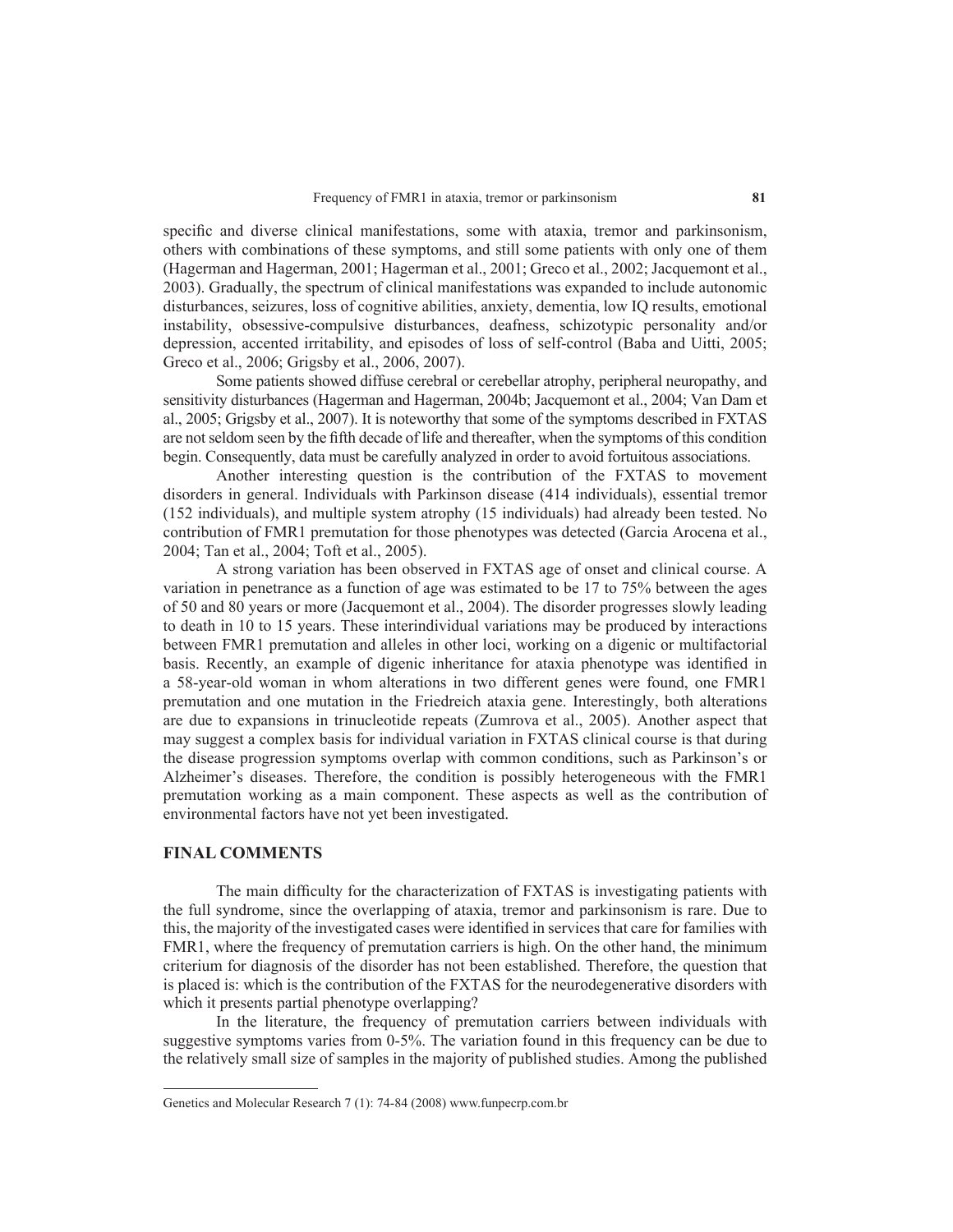specific and diverse clinical manifestations, some with ataxia, tremor and parkinsonism, others with combinations of these symptoms, and still some patients with only one of them (Hagerman and Hagerman, 2001; Hagerman et al., 2001; Greco et al., 2002; Jacquemont et al., 2003). Gradually, the spectrum of clinical manifestations was expanded to include autonomic disturbances, seizures, loss of cognitive abilities, anxiety, dementia, low IQ results, emotional instability, obsessive-compulsive disturbances, deafness, schizotypic personality and/or depression, accented irritability, and episodes of loss of self-control (Baba and Uitti, 2005; Greco et al., 2006; Grigsby et al., 2006, 2007).

Some patients showed diffuse cerebral or cerebellar atrophy, peripheral neuropathy, and sensitivity disturbances (Hagerman and Hagerman, 2004b; Jacquemont et al., 2004; Van Dam et al., 2005; Grigsby et al., 2007). It is noteworthy that some of the symptoms described in FXTAS are not seldom seen by the fifth decade of life and thereafter, when the symptoms of this condition begin. Consequently, data must be carefully analyzed in order to avoid fortuitous associations.

Another interesting question is the contribution of the FXTAS to movement disorders in general. Individuals with Parkinson disease (414 individuals), essential tremor (152 individuals), and multiple system atrophy (15 individuals) had already been tested. No contribution of FMR1 premutation for those phenotypes was detected (Garcia Arocena et al., 2004; Tan et al., 2004; Toft et al., 2005).

A strong variation has been observed in FXTAS age of onset and clinical course. A variation in penetrance as a function of age was estimated to be 17 to 75% between the ages of 50 and 80 years or more (Jacquemont et al., 2004). The disorder progresses slowly leading to death in 10 to 15 years. These interindividual variations may be produced by interactions between FMR1 premutation and alleles in other loci, working on a digenic or multifactorial basis. Recently, an example of digenic inheritance for ataxia phenotype was identified in a 58-year-old woman in whom alterations in two different genes were found, one FMR1 premutation and one mutation in the Friedreich ataxia gene. Interestingly, both alterations are due to expansions in trinucleotide repeats (Zumrova et al., 2005). Another aspect that may suggest a complex basis for individual variation in FXTAS clinical course is that during the disease progression symptoms overlap with common conditions, such as Parkinson's or Alzheimer's diseases. Therefore, the condition is possibly heterogeneous with the FMR1 premutation working as a main component. These aspects as well as the contribution of environmental factors have not yet been investigated.

## FINAL COMMENTS

The main difficulty for the characterization of FXTAS is investigating patients with the full syndrome, since the overlapping of ataxia, tremor and parkinsonism is rare. Due to this, the majority of the investigated cases were identified in services that care for families with FMR1, where the frequency of premutation carriers is high. On the other hand, the minimum criterium for diagnosis of the disorder has not been established. Therefore, the question that is placed is: which is the contribution of the FXTAS for the neurodegenerative disorders with which it presents partial phenotype overlapping?

In the literature, the frequency of premutation carriers between individuals with suggestive symptoms varies from 0-5%. The variation found in this frequency can be due to the relatively small size of samples in the majority of published studies. Among the published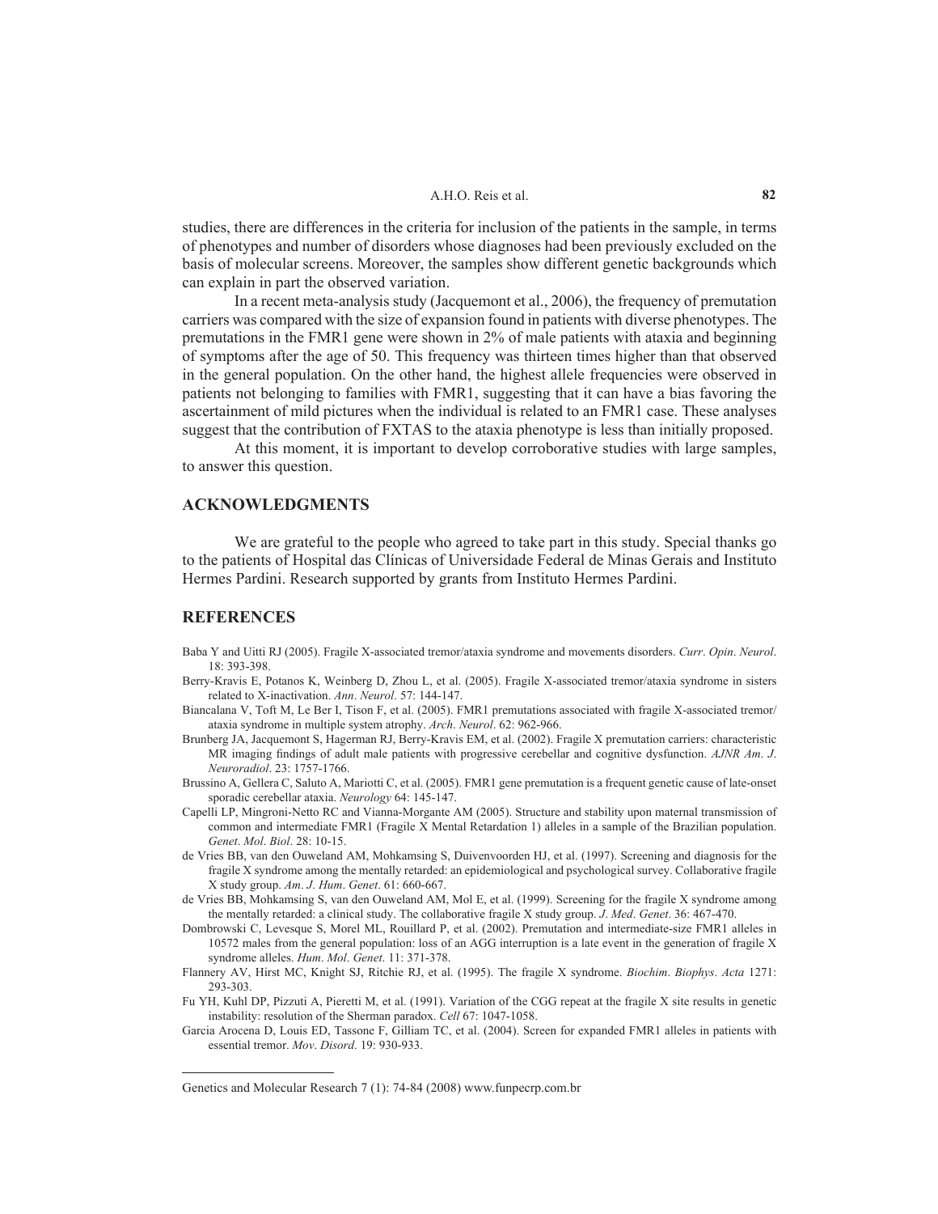studies, there are differences in the criteria for inclusion of the patients in the sample, in terms of phenotypes and number of disorders whose diagnoses had been previously excluded on the basis of molecular screens. Moreover, the samples show different genetic backgrounds which can explain in part the observed variation.

In a recent meta-analysis study (Jacquemont et al., 2006), the frequency of premutation carriers was compared with the size of expansion found in patients with diverse phenotypes. The premutations in the FMR1 gene were shown in 2% of male patients with ataxia and beginning of symptoms after the age of 50. This frequency was thirteen times higher than that observed in the general population. On the other hand, the highest allele frequencies were observed in patients not belonging to families with FMR1, suggesting that it can have a bias favoring the ascertainment of mild pictures when the individual is related to an FMR1 case. These analyses suggest that the contribution of FXTAS to the ataxia phenotype is less than initially proposed.

At this moment, it is important to develop corroborative studies with large samples, to answer this question.

## ACKNOWLEDGMENTS

We are grateful to the people who agreed to take part in this study. Special thanks go to the patients of Hospital das Clínicas of Universidade Federal de Minas Gerais and Instituto Hermes Pardini. Research supported by grants from Instituto Hermes Pardini.

## REFERENCES

Baba Y and Uitti RJ (2005). Fragile X-associated tremor/ataxia syndrome and movements disorders. *Curr*. *Opin*. *Neurol*. 18: 393-398.

Berry-Kravis E, Potanos K, Weinberg D, Zhou L, et al. (2005). Fragile X-associated tremor/ataxia syndrome in sisters related to X-inactivation. *Ann*. *Neurol*. 57: 144-147.

Biancalana V, Toft M, Le Ber I, Tison F, et al. (2005). FMR1 premutations associated with fragile X-associated tremor/ataxia syndrome in multiple system atrophy. *Arch*. *Neurol*. 62: 962-966.

Brunberg JA, Jacquemont S, Hagerman RJ, Berry-Kravis EM, et al. (2002). Fragile X premutation carriers: characteristic MR imaging findings of adult male patients with progressive cerebellar and cognitive dysfunction. *AJNR Am*. *J*. *Neuroradiol*. 23: 1757-1766.

Brussino A, Gellera C, Saluto A, Mariotti C, et al. (2005). FMR1 gene premutation is a frequent genetic cause of late-onset sporadic cerebellar ataxia. *Neurology* 64: 145-147.

Capelli LP, Mingroni-Netto RC and Vianna-Morgante AM (2005). Structure and stability upon maternal transmission of common and intermediate FMR1 (Fragile X Mental Retardation 1) alleles in a sample of the Brazilian population. *Genet*. *Mol*. *Biol*. 28: 10-15.

de Vries BB, van den Ouweland AM, Mohkamsing S, Duivenvoorden HJ, et al. (1997). Screening and diagnosis for the fragile X syndrome among the mentally retarded: an epidemiological and psychological survey. Collaborative fragile X study group. *Am*. *J*. *Hum*. *Genet*. 61: 660-667.

de Vries BB, Mohkamsing S, van den Ouweland AM, Mol E, et al. (1999). Screening for the fragile X syndrome among the mentally retarded: a clinical study. The collaborative fragile X study group. *J*. *Med*. *Genet*. 36: 467-470.

Dombrowski C, Levesque S, Morel ML, Rouillard P, et al. (2002). Premutation and intermediate-size FMR1 alleles in 10572 males from the general population: loss of an AGG interruption is a late event in the generation of fragile X syndrome alleles. *Hum*. *Mol*. *Genet*. 11: 371-378.

Flannery AV, Hirst MC, Knight SJ, Ritchie RJ, et al. (1995). The fragile X syndrome. *Biochim*. *Biophys*. *Acta* 1271: 293-303.

Fu YH, Kuhl DP, Pizzuti A, Pieretti M, et al. (1991). Variation of the CGG repeat at the fragile X site results in genetic instability: resolution of the Sherman paradox. *Cell* 67: 1047-1058.

Garcia Arocena D, Louis ED, Tassone F, Gilliam TC, et al. (2004). Screen for expanded FMR1 alleles in patients with essential tremor. *Mov*. *Disord*. 19: 930-933.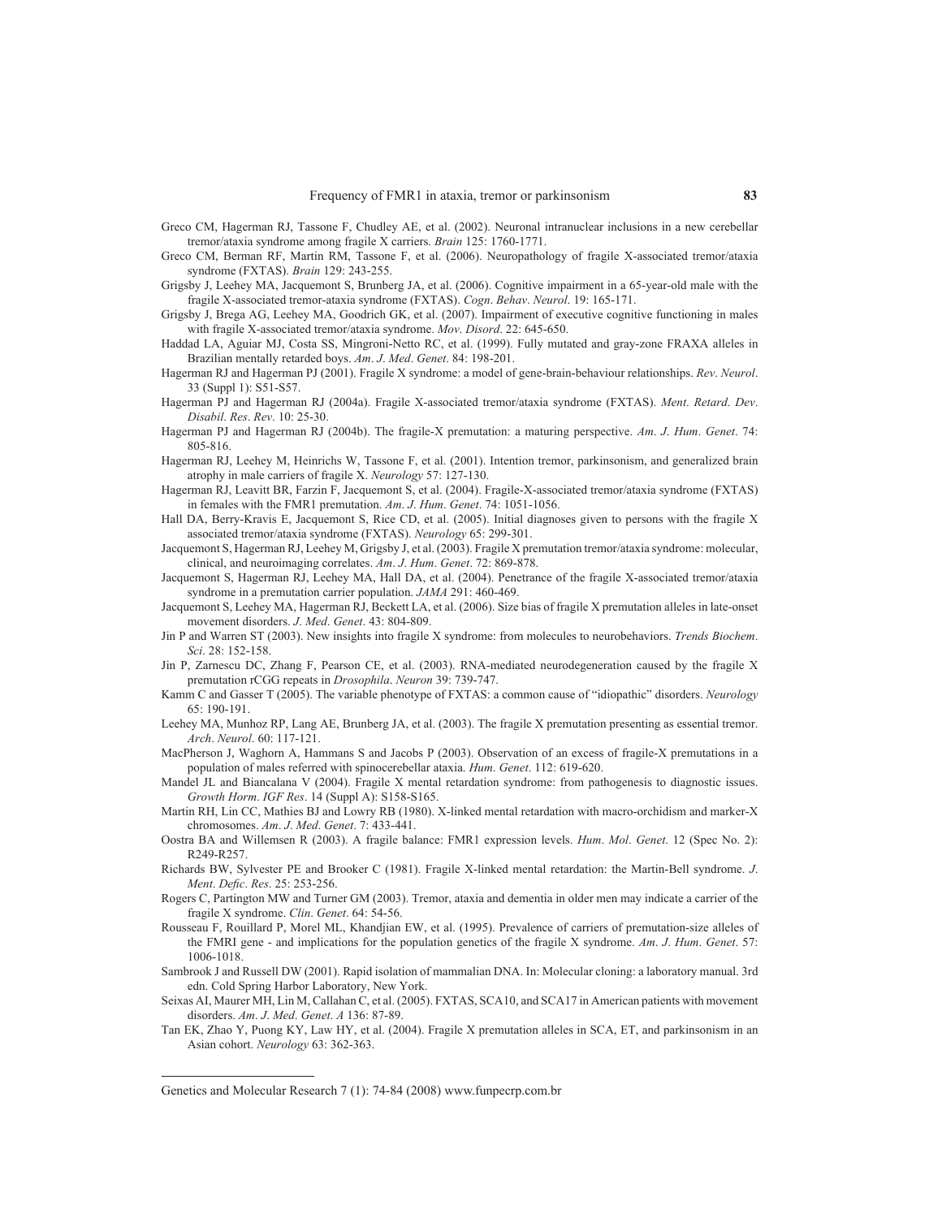Greco CM, Hagerman RJ, Tassone F, Chudley AE, et al. (2002). Neuronal intranuclear inclusions in a new cerebellar tremor/ataxia syndrome among fragile X carriers. *Brain* 125: 1760-1771.

Greco CM, Berman RF, Martin RM, Tassone F, et al. (2006). Neuropathology of fragile X-associated tremor/ataxia syndrome (FXTAS). *Brain* 129: 243-255.

Grigsby J, Leehey MA, Jacquemont S, Brunberg JA, et al. (2006). Cognitive impairment in a 65-year-old male with the fragile X-associated tremor-ataxia syndrome (FXTAS). *Cogn. Behav. Neurol.* 19: 165-171.

Grigsby J, Brega AG, Leehey MA, Goodrich GK, et al. (2007). Impairment of executive cognitive functioning in males with fragile X-associated tremor/ataxia syndrome. *Mov. Disord.* 22: 645-650.

Haddad LA, Aguiar MJ, Costa SS, Mingroni-Netto RC, et al. (1999). Fully mutated and gray-zone FRAXA alleles in Brazilian mentally retarded boys. *Am. J. Med. Genet.* 84: 198-201.

Hagerman RJ and Hagerman PJ (2001). Fragile X syndrome: a model of gene-brain-behaviour relationships. *Rev. Neurol.* 33 (Suppl 1): S51-S57.

Hagerman PJ and Hagerman RJ (2004a). Fragile X-associated tremor/ataxia syndrome (FXTAS). *Ment. Retard. Dev. Disabil. Res. Rev.* 10: 25-30.

Hagerman PJ and Hagerman RJ (2004b). The fragile-X premutation: a maturing perspective. *Am. J. Hum. Genet.* 74: 805-816.

Hagerman RJ, Leehey M, Heinrichs W, Tassone F, et al. (2001). Intention tremor, parkinsonism, and generalized brain atrophy in male carriers of fragile X. *Neurology* 57: 127-130.

Hagerman RJ, Leavitt BR, Farzin F, Jacquemont S, et al. (2004). Fragile-X-associated tremor/ataxia syndrome (FXTAS) in females with the FMR1 premutation. *Am. J. Hum. Genet.* 74: 1051-1056.

Hall DA, Berry-Kravis E, Jacquemont S, Rice CD, et al. (2005). Initial diagnoses given to persons with the fragile X associated tremor/ataxia syndrome (FXTAS). *Neurology* 65: 299-301.

Jacquemont S, Hagerman RJ, Leehey M, Grigsby J, et al. (2003). Fragile X premutation tremor/ataxia syndrome: molecular, clinical, and neuroimaging correlates. *Am. J. Hum. Genet.* 72: 869-878.

Jacquemont S, Hagerman RJ, Leehey MA, Hall DA, et al. (2004). Penetrance of the fragile X-associated tremor/ataxia syndrome in a premutation carrier population. *JAMA* 291: 460-469.

Jacquemont S, Leehey MA, Hagerman RJ, Beckett LA, et al. (2006). Size bias of fragile X premutation alleles in late-onset movement disorders. *J. Med. Genet.* 43: 804-809.

Jin P and Warren ST (2003). New insights into fragile X syndrome: from molecules to neurobehaviors. *Trends Biochem. Sci.* 28: 152-158.

Jin P, Zarnescu DC, Zhang F, Pearson CE, et al. (2003). RNA-mediated neurodegeneration caused by the fragile X premutation rCGG repeats in *Drosophila*. *Neuron* 39: 739-747.

Kamm C and Gasser T (2005). The variable phenotype of FXTAS: a common cause of "idiopathic" disorders. *Neurology* 65: 190-191.

Leehey MA, Munhoz RP, Lang AE, Brunberg JA, et al. (2003). The fragile X premutation presenting as essential tremor. *Arch. Neurol.* 60: 117-121.

MacPherson J, Waghorn A, Hammans S and Jacobs P (2003). Observation of an excess of fragile-X premutations in a population of males referred with spinocerebellar ataxia. *Hum. Genet.* 112: 619-620.

Mandel JL and Biancalana V (2004). Fragile X mental retardation syndrome: from pathogenesis to diagnostic issues. *Growth Horm. IGF Res.* 14 (Suppl A): S158-S165.

Martin RH, Lin CC, Mathies BJ and Lowry RB (1980). X-linked mental retardation with macro-orchidism and marker-X chromosomes. *Am. J. Med. Genet.* 7: 433-441.

Oostra BA and Willemsen R (2003). A fragile balance: FMR1 expression levels. *Hum. Mol. Genet.* 12 (Spec No. 2): R249-R257.

Richards BW, Sylvester PE and Brooker C (1981). Fragile X-linked mental retardation: the Martin-Bell syndrome. *J. Ment. Defic. Res.* 25: 253-256.

Rogers C, Partington MW and Turner GM (2003). Tremor, ataxia and dementia in older men may indicate a carrier of the fragile X syndrome. *Clin. Genet.* 64: 54-56.

Rousseau F, Rouillard P, Morel ML, Khandjian EW, et al. (1995). Prevalence of carriers of premutation-size alleles of the FMRI gene - and implications for the population genetics of the fragile X syndrome. *Am. J. Hum. Genet.* 57: 1006-1018.

Sambrook J and Russell DW (2001). Rapid isolation of mammalian DNA. In: Molecular cloning: a laboratory manual. 3rd edn. Cold Spring Harbor Laboratory, New York.

Seixas AI, Maurer MH, Lin M, Callahan C, et al. (2005). FXTAS, SCA10, and SCA17 in American patients with movement disorders. *Am. J. Med. Genet. A* 136: 87-89.

Tan EK, Zhao Y, Puong KY, Law HY, et al. (2004). Fragile X premutation alleles in SCA, ET, and parkinsonism in an Asian cohort. *Neurology* 63: 362-363.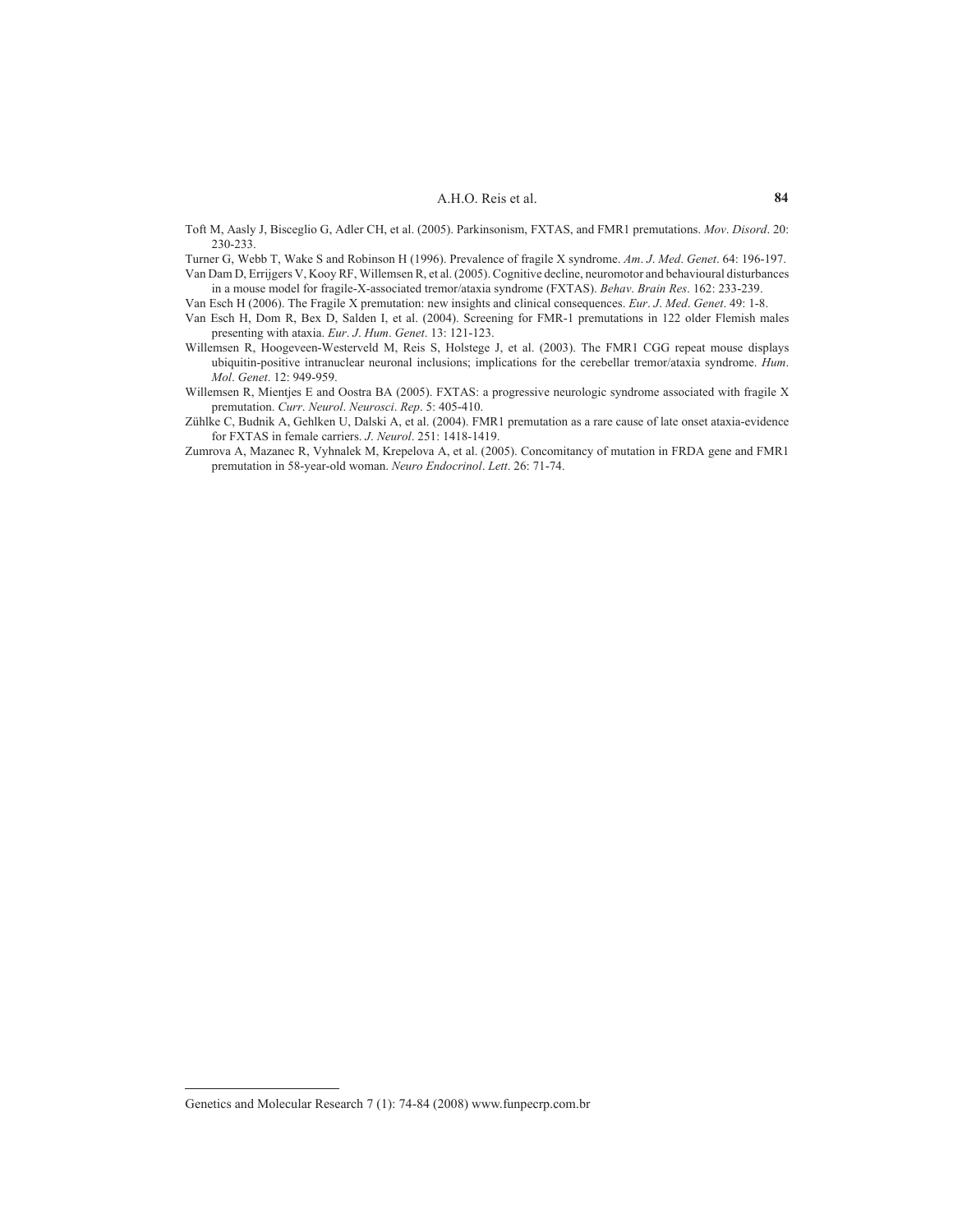Toft M, Aasly J, Bisceglio G, Adler CH, et al. (2005). Parkinsonism, FXTAS, and FMR1 premutations. *Mov. Disord.* 20: 230-233.

Turner G, Webb T, Wake S and Robinson H (1996). Prevalence of fragile X syndrome. *Am. J. Med. Genet.* 64: 196-197.

Van Dam D, Errijgers V, Kooy RF, Willemsen R, et al. (2005). Cognitive decline, neuromotor and behavioural disturbances in a mouse model for fragile-X-associated tremor/ataxia syndrome (FXTAS). *Behav. Brain Res.* 162: 233-239.

Van Esch H (2006). The Fragile X premutation: new insights and clinical consequences. *Eur. J. Med. Genet.* 49: 1-8.

Van Esch H, Dom R, Bex D, Salden I, et al. (2004). Screening for FMR-1 premutations in 122 older Flemish males presenting with ataxia. *Eur. J. Hum. Genet.* 13: 121-123.

Willemsen R, Hoogeveen-Westerveld M, Reis S, Holstege J, et al. (2003). The FMR1 CGG repeat mouse displays ubiquitin-positive intranuclear neuronal inclusions; implications for the cerebellar tremor/ataxia syndrome. *Hum. Mol. Genet.* 12: 949-959.

Willemsen R, Mientjes E and Oostra BA (2005). FXTAS: a progressive neurologic syndrome associated with fragile X premutation. *Curr. Neurol. Neurosci. Rep.* 5: 405-410.

Zühlke C, Budnik A, Gehlken U, Dalski A, et al. (2004). FMR1 premutation as a rare cause of late onset ataxia-evidence for FXTAS in female carriers. *J. Neurol.* 251: 1418-1419.

Zumrova A, Mazanec R, Vyhnalek M, Krepelova A, et al. (2005). Concomitancy of mutation in FRDA gene and FMR1 premutation in 58-year-old woman. *Neuro Endocrinol. Lett.* 26: 71-74.